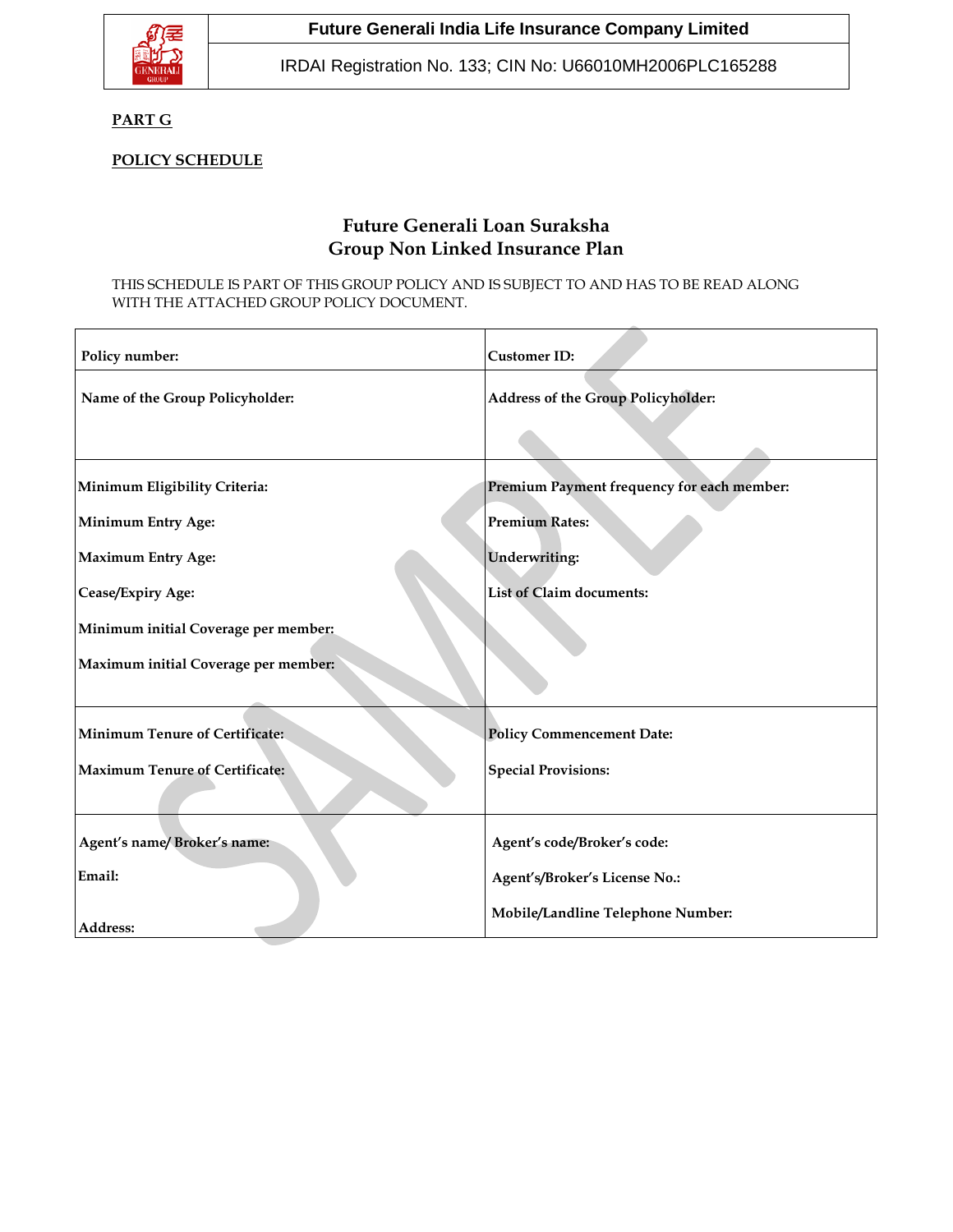**Future Generali India Life Insurance Company Limited**

IRDAI Registration No. 133; CIN No: U66010MH2006PLC165288

**PART G**

**POLICY SCHEDULE**

## Future Generali Loan Suraksha
## Group Non Linked Insurance Plan

THIS SCHEDULE IS PART OF THIS GROUP POLICY AND IS SUBJECT TO AND HAS TO BE READ ALONG WITH THE ATTACHED GROUP POLICY DOCUMENT.

| | |
|---|---|
| **Policy number:** | **Customer ID:** |
| **Name of the Group Policyholder:** | **Address of the Group Policyholder:** |
| **Minimum Eligibility Criteria:**<br>**Minimum Entry Age:**<br>**Maximum Entry Age:**<br>**Cease/Expiry Age:**<br>**Minimum initial Coverage per member:**<br>**Maximum initial Coverage per member:** | **Premium Payment frequency for each member:**<br>**Premium Rates:**<br>**Underwriting:**<br>**List of Claim documents:** |
| **Minimum Tenure of Certificate:**<br>**Maximum Tenure of Certificate:** | **Policy Commencement Date:**<br>**Special Provisions:** |
| **Agent's name/ Broker's name:**<br>**Email:**<br>**Address:** | **Agent's code/Broker's code:**<br>**Agent's/Broker's License No.:**<br>**Mobile/Landline Telephone Number:** |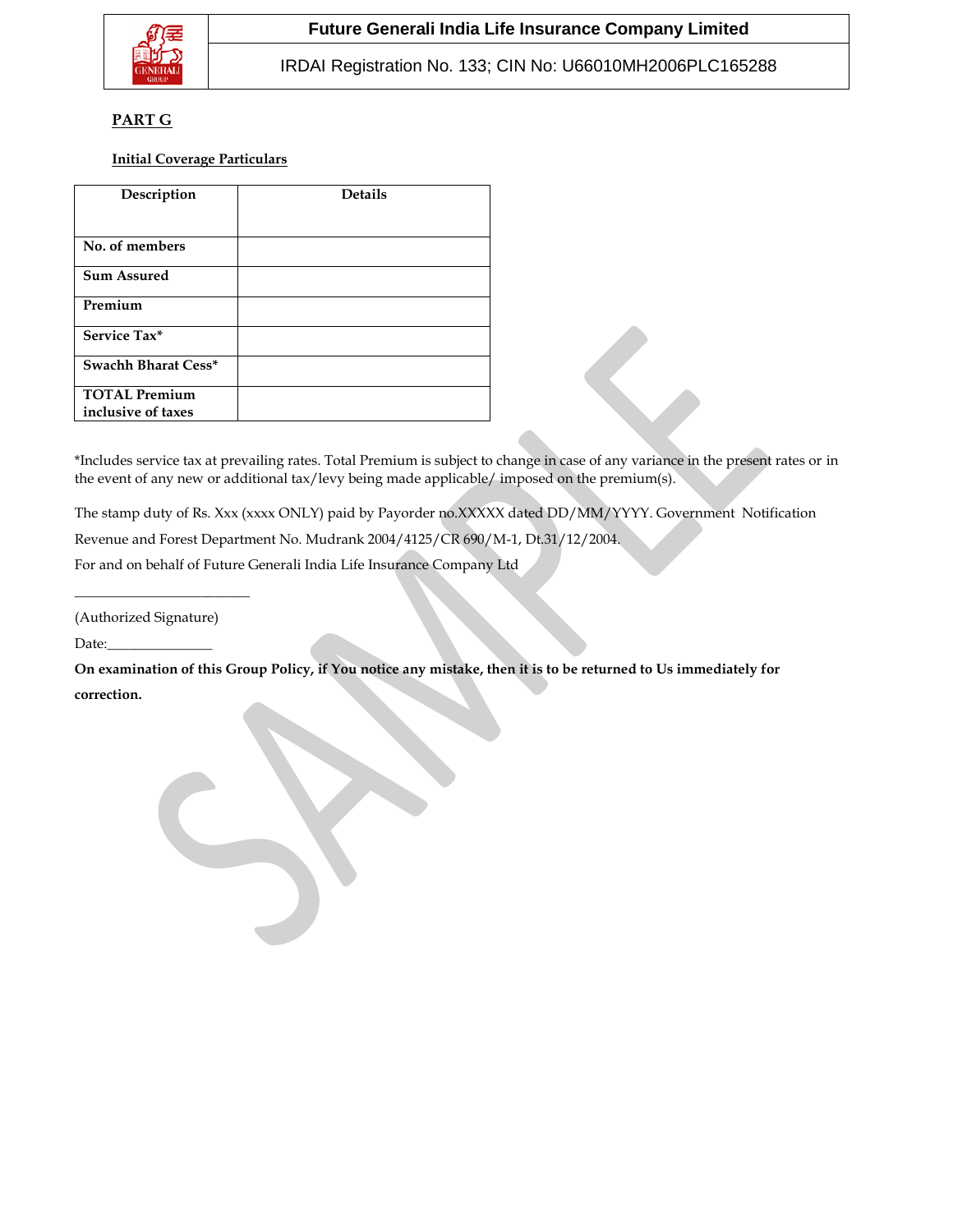**Future Generali India Life Insurance Company Limited**

IRDAI Registration No. 133; CIN No: U66010MH2006PLC165288

## PART G

### Initial Coverage Particulars

| Description | Details |
|---|---|
| **No. of members** | |
| **Sum Assured** | |
| **Premium** | |
| **Service Tax*** | |
| **Swachh Bharat Cess*** | |
| **TOTAL Premium inclusive of taxes** | |

*Includes service tax at prevailing rates. Total Premium is subject to change in case of any variance in the present rates or in the event of any new or additional tax/levy being made applicable/ imposed on the premium(s).

The stamp duty of Rs. Xxx (xxxx ONLY) paid by Payorder no.XXXXX dated DD/MM/YYYY. Government Notification Revenue and Forest Department No. Mudrank 2004/4125/CR 690/M-1, Dt.31/12/2004.

For and on behalf of Future Generali India Life Insurance Company Ltd

________________________

(Authorized Signature)

Date:______________

**On examination of this Group Policy, if You notice any mistake, then it is to be returned to Us immediately for correction.**